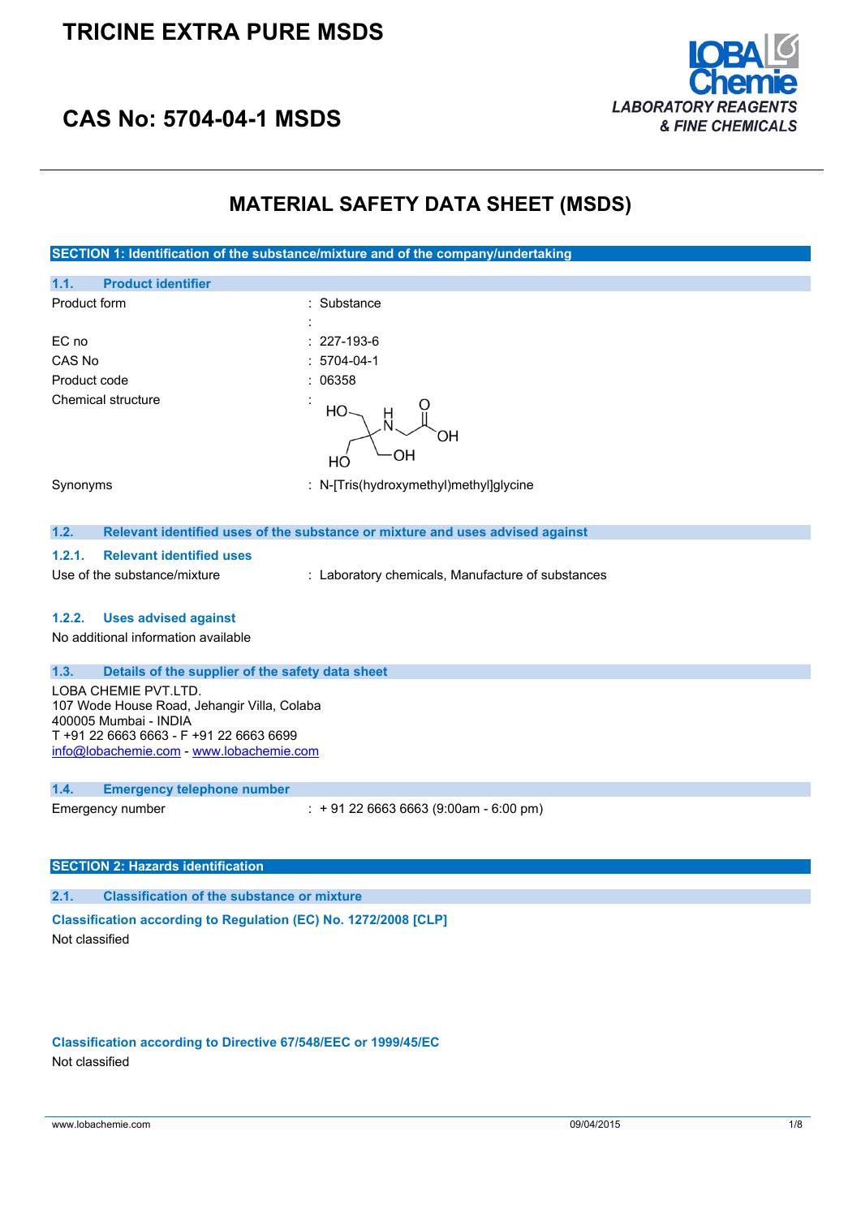# TRICINE EXTRA PURE MSDS

## CAS No: 5704-04-1 MSDS

LOBA Chemie
*LABORATORY REAGENTS & FINE CHEMICALS*

# MATERIAL SAFETY DATA SHEET (MSDS)

## SECTION 1: Identification of the substance/mixture and of the company/undertaking

### 1.1. Product identifier

| | |
|---|---|
| Product form | : Substance |
| | : |
| EC no | : 227-193-6 |
| CAS No | : 5704-04-1 |
| Product code | : 06358 |
| Chemical structure | : |
| Synonyms | : N-[Tris(hydroxymethyl)methyl]glycine |

### 1.2. Relevant identified uses of the substance or mixture and uses advised against

#### 1.2.1. Relevant identified uses

Use of the substance/mixture : Laboratory chemicals, Manufacture of substances

#### 1.2.2. Uses advised against

No additional information available

### 1.3. Details of the supplier of the safety data sheet

LOBA CHEMIE PVT.LTD.
107 Wode House Road, Jehangir Villa, Colaba
400005 Mumbai - INDIA
T +91 22 6663 6663 - F +91 22 6663 6699
info@lobachemie.com - www.lobachemie.com

### 1.4. Emergency telephone number

Emergency number : + 91 22 6663 6663 (9:00am - 6:00 pm)

## SECTION 2: Hazards identification

### 2.1. Classification of the substance or mixture

**Classification according to Regulation (EC) No. 1272/2008 [CLP]**

Not classified

**Classification according to Directive 67/548/EEC or 1999/45/EC**

Not classified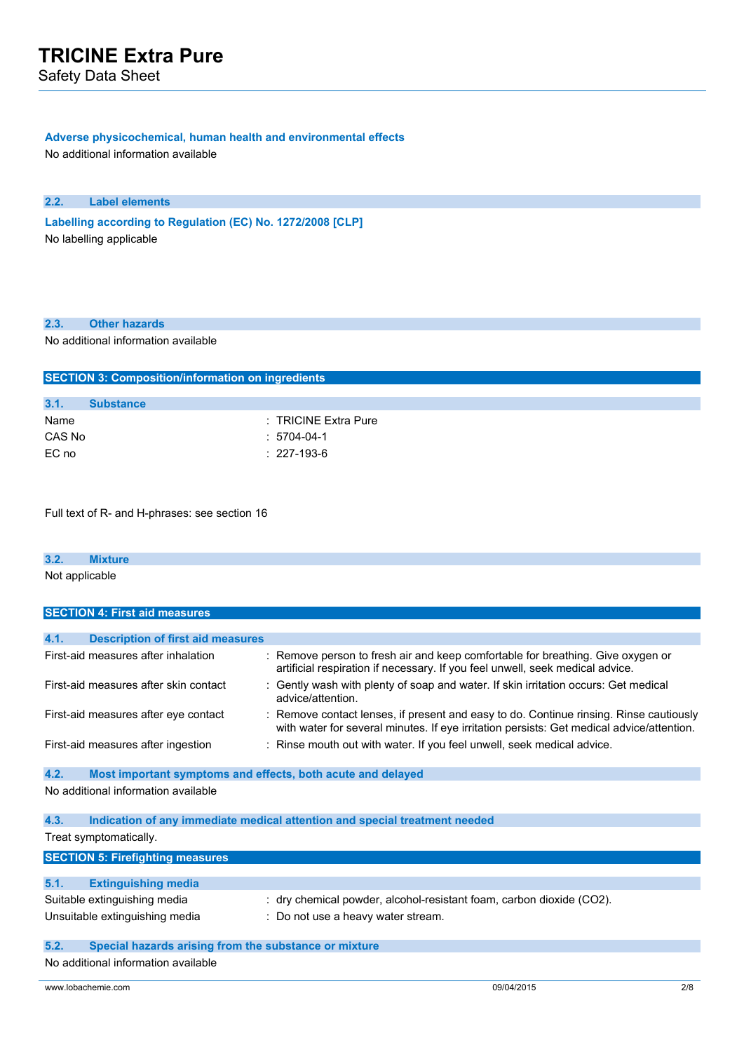#### Adverse physicochemical, human health and environmental effects

No additional information available

### 2.2. Label elements

#### Labelling according to Regulation (EC) No. 1272/2008 [CLP]

No labelling applicable

### 2.3. Other hazards

No additional information available

## SECTION 3: Composition/information on ingredients

### 3.1. Substance

| | |
|---|---|
| Name | : TRICINE Extra Pure |
| CAS No | : 5704-04-1 |
| EC no | : 227-193-6 |

Full text of R- and H-phrases: see section 16

### 3.2. Mixture

Not applicable

## SECTION 4: First aid measures

### 4.1. Description of first aid measures

| | |
|---|---|
| First-aid measures after inhalation | : Remove person to fresh air and keep comfortable for breathing. Give oxygen or artificial respiration if necessary. If you feel unwell, seek medical advice. |
| First-aid measures after skin contact | : Gently wash with plenty of soap and water. If skin irritation occurs: Get medical advice/attention. |
| First-aid measures after eye contact | : Remove contact lenses, if present and easy to do. Continue rinsing. Rinse cautiously with water for several minutes. If eye irritation persists: Get medical advice/attention. |
| First-aid measures after ingestion | : Rinse mouth out with water. If you feel unwell, seek medical advice. |

### 4.2. Most important symptoms and effects, both acute and delayed

No additional information available

### 4.3. Indication of any immediate medical attention and special treatment needed

Treat symptomatically.

## SECTION 5: Firefighting measures

### 5.1. Extinguishing media

| | |
|---|---|
| Suitable extinguishing media | : dry chemical powder, alcohol-resistant foam, carbon dioxide ($CO_2$). |
| Unsuitable extinguishing media | : Do not use a heavy water stream. |

### 5.2. Special hazards arising from the substance or mixture

No additional information available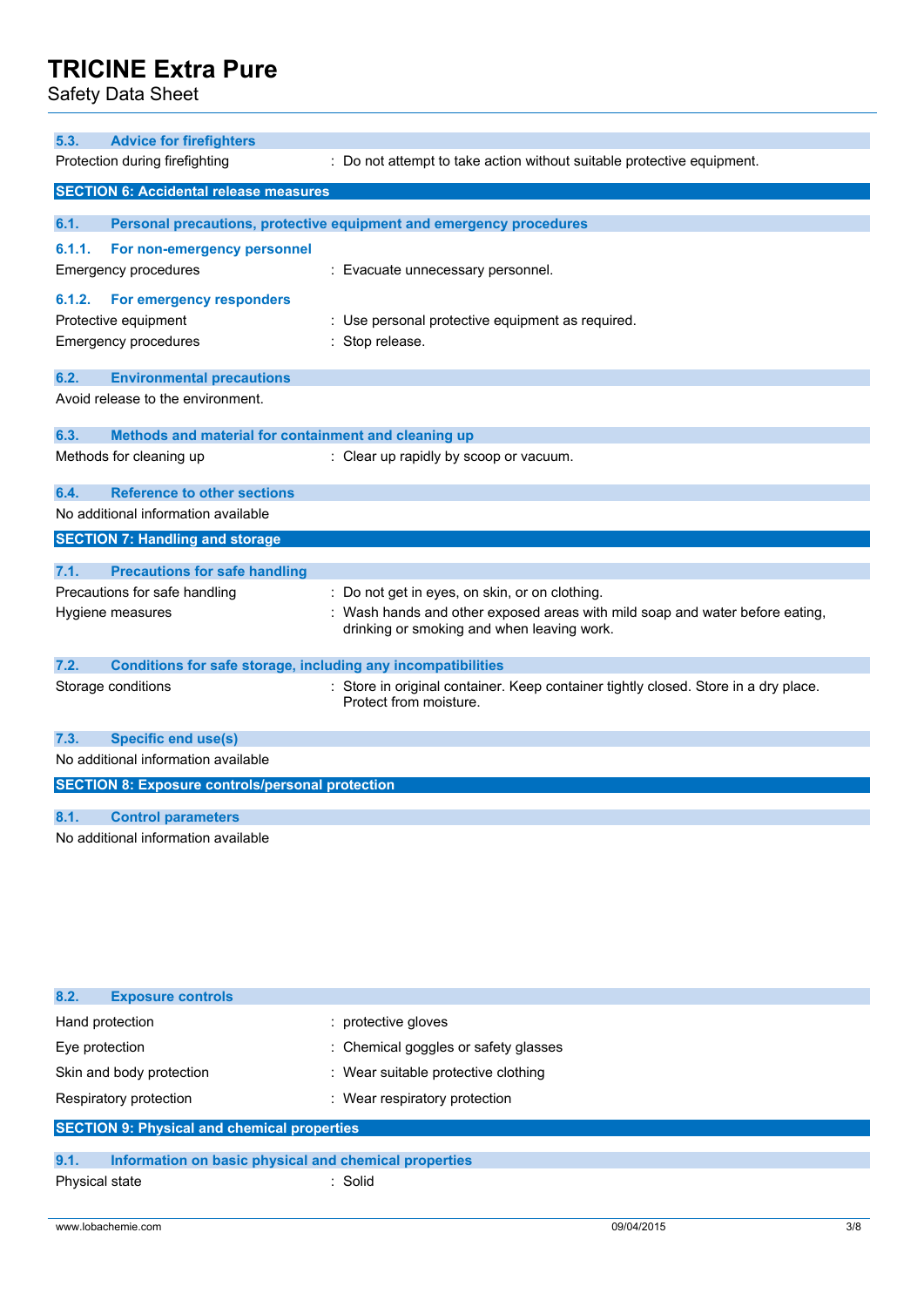### 5.3. Advice for firefighters

| | |
|---|---|
| Protection during firefighting | : Do not attempt to take action without suitable protective equipment. |

## SECTION 6: Accidental release measures

### 6.1. Personal precautions, protective equipment and emergency procedures

#### 6.1.1. For non-emergency personnel

| | |
|---|---|
| Emergency procedures | : Evacuate unnecessary personnel. |

#### 6.1.2. For emergency responders

| | |
|---|---|
| Protective equipment | : Use personal protective equipment as required. |
| Emergency procedures | : Stop release. |

### 6.2. Environmental precautions

Avoid release to the environment.

### 6.3. Methods and material for containment and cleaning up

| | |
|---|---|
| Methods for cleaning up | : Clear up rapidly by scoop or vacuum. |

### 6.4. Reference to other sections

No additional information available

## SECTION 7: Handling and storage

### 7.1. Precautions for safe handling

| | |
|---|---|
| Precautions for safe handling | : Do not get in eyes, on skin, or on clothing. |
| Hygiene measures | : Wash hands and other exposed areas with mild soap and water before eating, drinking or smoking and when leaving work. |

### 7.2. Conditions for safe storage, including any incompatibilities

| | |
|---|---|
| Storage conditions | : Store in original container. Keep container tightly closed. Store in a dry place. Protect from moisture. |

### 7.3. Specific end use(s)

No additional information available

## SECTION 8: Exposure controls/personal protection

### 8.1. Control parameters

No additional information available

### 8.2. Exposure controls

| | |
|---|---|
| Hand protection | : protective gloves |
| Eye protection | : Chemical goggles or safety glasses |
| Skin and body protection | : Wear suitable protective clothing |
| Respiratory protection | : Wear respiratory protection |

## SECTION 9: Physical and chemical properties

### 9.1. Information on basic physical and chemical properties

| | |
|---|---|
| Physical state | : Solid |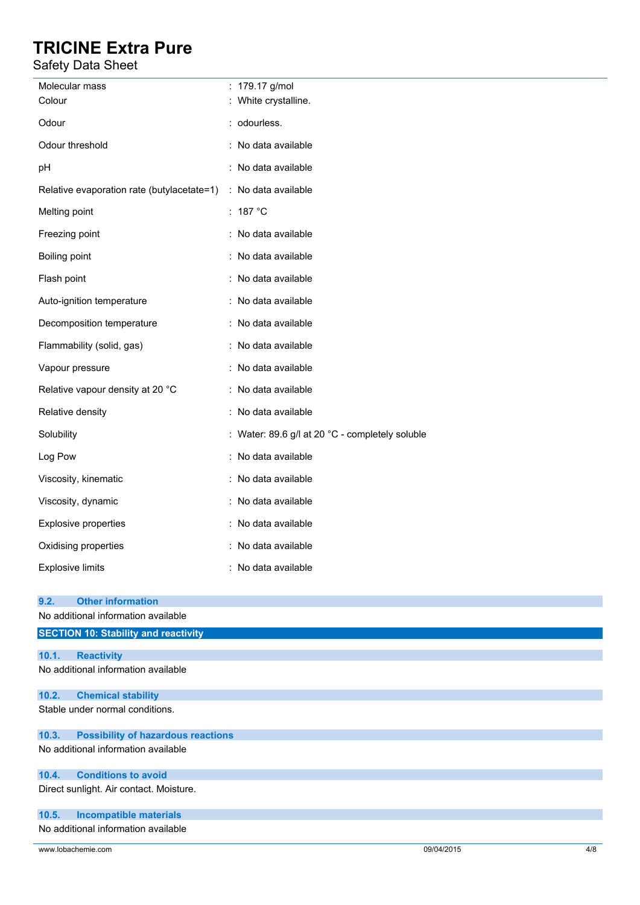| | |
|---|---|
| Molecular mass | : 179.17 g/mol |
| Colour | : White crystalline. |
| Odour | : odourless. |
| Odour threshold | : No data available |
| pH | : No data available |
| Relative evaporation rate (butylacetate=1) | : No data available |
| Melting point | : 187 °C |
| Freezing point | : No data available |
| Boiling point | : No data available |
| Flash point | : No data available |
| Auto-ignition temperature | : No data available |
| Decomposition temperature | : No data available |
| Flammability (solid, gas) | : No data available |
| Vapour pressure | : No data available |
| Relative vapour density at 20 °C | : No data available |
| Relative density | : No data available |
| Solubility | : Water: 89.6 g/l at 20 °C - completely soluble |
| Log Pow | : No data available |
| Viscosity, kinematic | : No data available |
| Viscosity, dynamic | : No data available |
| Explosive properties | : No data available |
| Oxidising properties | : No data available |
| Explosive limits | : No data available |

### 9.2. Other information

No additional information available

## SECTION 10: Stability and reactivity

### 10.1. Reactivity

No additional information available

### 10.2. Chemical stability

Stable under normal conditions.

### 10.3. Possibility of hazardous reactions

No additional information available

### 10.4. Conditions to avoid

Direct sunlight. Air contact. Moisture.

### 10.5. Incompatible materials

No additional information available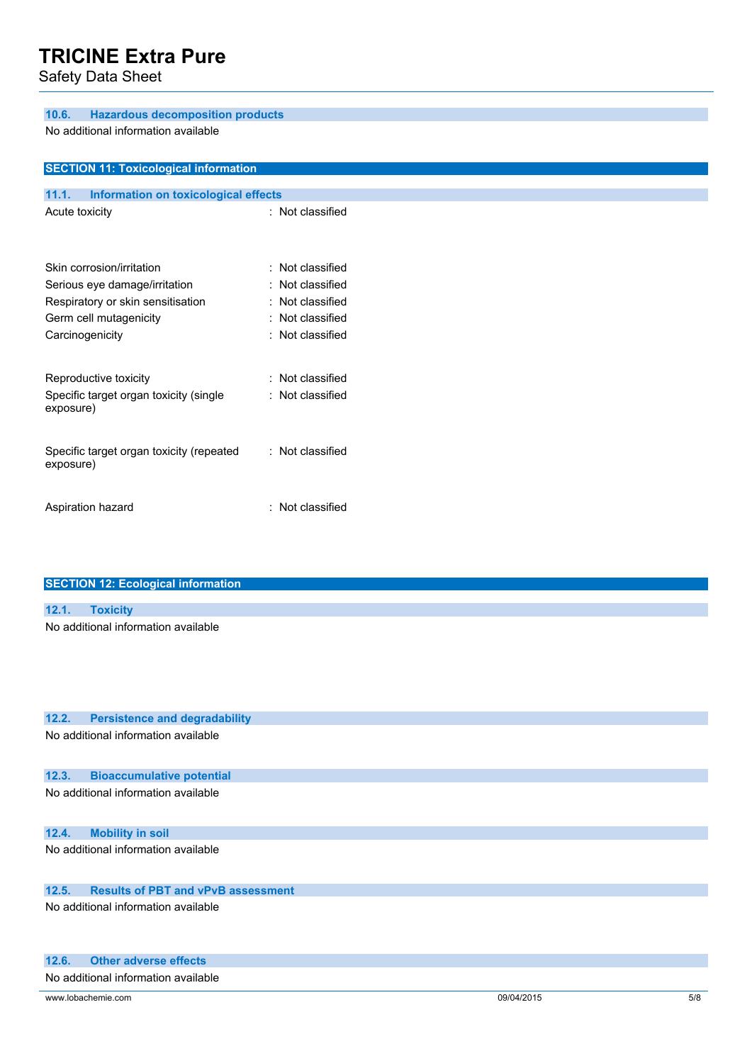### 10.6. Hazardous decomposition products

No additional information available

## SECTION 11: Toxicological information

### 11.1. Information on toxicological effects

| | |
|---|---|
| Acute toxicity | : Not classified |
| Skin corrosion/irritation | : Not classified |
| Serious eye damage/irritation | : Not classified |
| Respiratory or skin sensitisation | : Not classified |
| Germ cell mutagenicity | : Not classified |
| Carcinogenicity | : Not classified |
| Reproductive toxicity | : Not classified |
| Specific target organ toxicity (single exposure) | : Not classified |
| Specific target organ toxicity (repeated exposure) | : Not classified |
| Aspiration hazard | : Not classified |

## SECTION 12: Ecological information

### 12.1. Toxicity

No additional information available

### 12.2. Persistence and degradability

No additional information available

### 12.3. Bioaccumulative potential

No additional information available

### 12.4. Mobility in soil

No additional information available

### 12.5. Results of PBT and vPvB assessment

No additional information available

### 12.6. Other adverse effects

No additional information available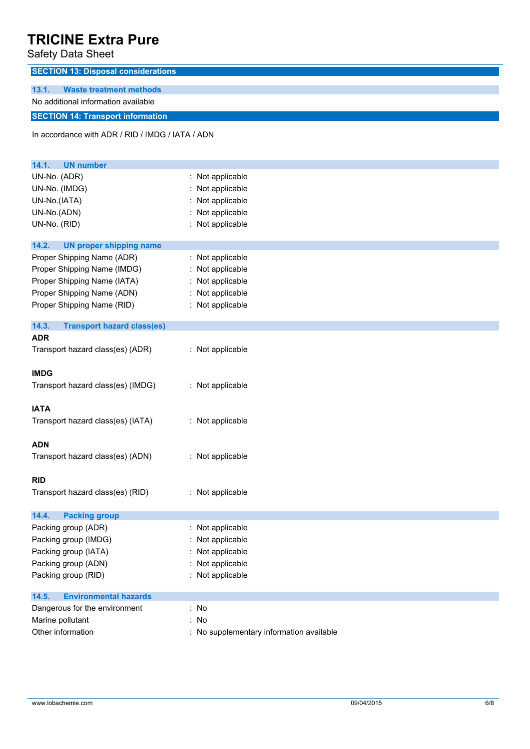## SECTION 13: Disposal considerations

### 13.1. Waste treatment methods

No additional information available

## SECTION 14: Transport information

In accordance with ADR / RID / IMDG / IATA / ADN

### 14.1. UN number

| | |
|---|---|
| UN-No. (ADR) | : Not applicable |
| UN-No. (IMDG) | : Not applicable |
| UN-No.(IATA) | : Not applicable |
| UN-No.(ADN) | : Not applicable |
| UN-No. (RID) | : Not applicable |

### 14.2. UN proper shipping name

| | |
|---|---|
| Proper Shipping Name (ADR) | : Not applicable |
| Proper Shipping Name (IMDG) | : Not applicable |
| Proper Shipping Name (IATA) | : Not applicable |
| Proper Shipping Name (ADN) | : Not applicable |
| Proper Shipping Name (RID) | : Not applicable |

### 14.3. Transport hazard class(es)

**ADR**

| | |
|---|---|
| Transport hazard class(es) (ADR) | : Not applicable |

**IMDG**

| | |
|---|---|
| Transport hazard class(es) (IMDG) | : Not applicable |

**IATA**

| | |
|---|---|
| Transport hazard class(es) (IATA) | : Not applicable |

**ADN**

| | |
|---|---|
| Transport hazard class(es) (ADN) | : Not applicable |

**RID**

| | |
|---|---|
| Transport hazard class(es) (RID) | : Not applicable |

### 14.4. Packing group

| | |
|---|---|
| Packing group (ADR) | : Not applicable |
| Packing group (IMDG) | : Not applicable |
| Packing group (IATA) | : Not applicable |
| Packing group (ADN) | : Not applicable |
| Packing group (RID) | : Not applicable |

### 14.5. Environmental hazards

| | |
|---|---|
| Dangerous for the environment | : No |
| Marine pollutant | : No |
| Other information | : No supplementary information available |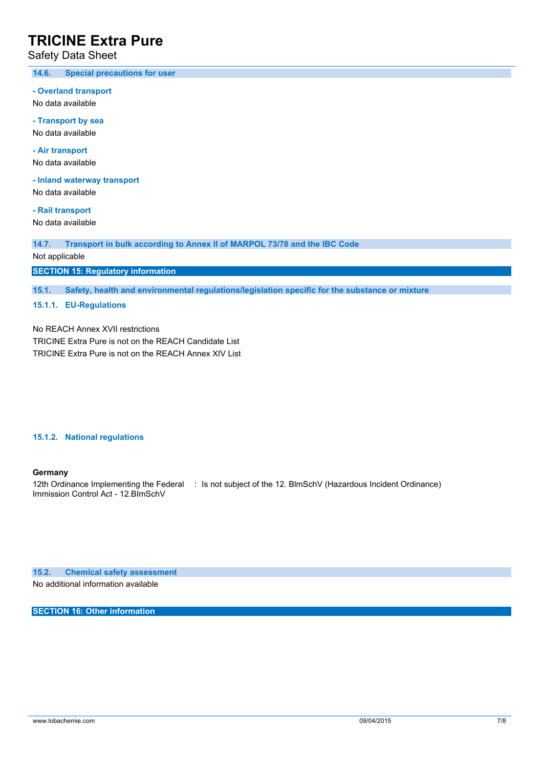### 14.6. Special precautions for user

**- Overland transport**

No data available

**- Transport by sea**

No data available

**- Air transport**

No data available

**- Inland waterway transport**

No data available

**- Rail transport**

No data available

### 14.7. Transport in bulk according to Annex II of MARPOL 73/78 and the IBC Code

Not applicable

## SECTION 15: Regulatory information

### 15.1. Safety, health and environmental regulations/legislation specific for the substance or mixture

#### 15.1.1. EU-Regulations

No REACH Annex XVII restrictions

TRICINE Extra Pure is not on the REACH Candidate List

TRICINE Extra Pure is not on the REACH Annex XIV List

#### 15.1.2. National regulations

**Germany**

| | |
|---|---|
| 12th Ordinance Implementing the Federal Immission Control Act - 12.BImSchV | : Is not subject of the 12. BlmSchV (Hazardous Incident Ordinance) |

### 15.2. Chemical safety assessment

No additional information available

## SECTION 16: Other information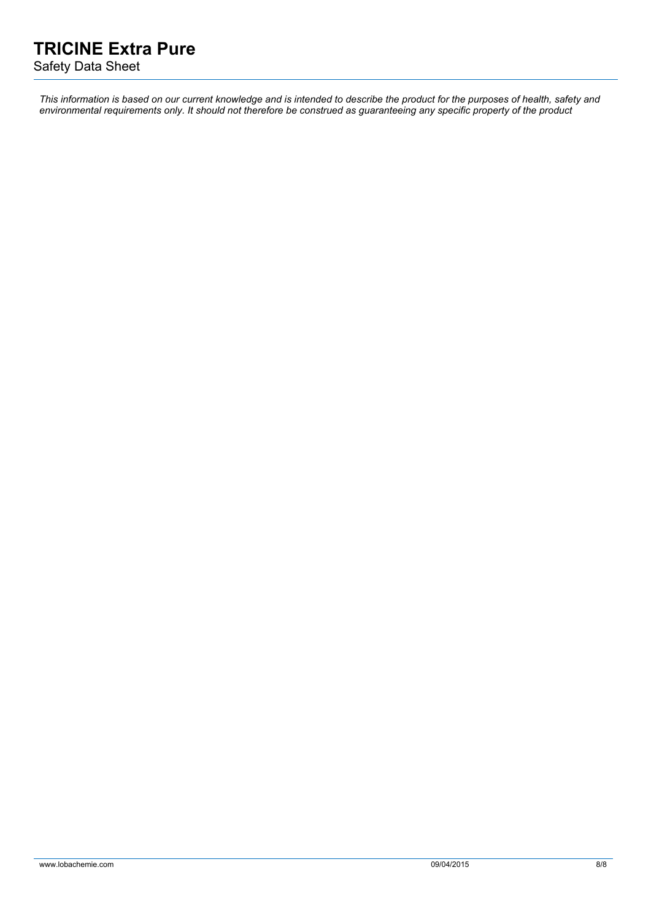*This information is based on our current knowledge and is intended to describe the product for the purposes of health, safety and environmental requirements only. It should not therefore be construed as guaranteeing any specific property of the product*